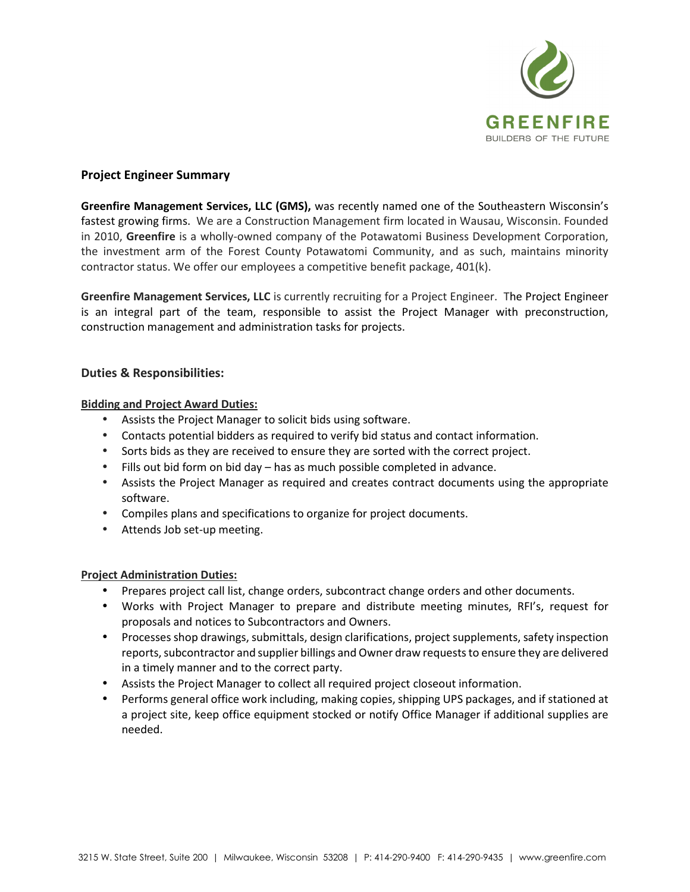GREENFIRE

BUILDERS OF THE FUTURE

## Project Engineer Summary

**Greenfire Management Services, LLC (GMS),** was recently named one of the Southeastern Wisconsin's fastest growing firms. We are a Construction Management firm located in Wausau, Wisconsin. Founded in 2010, **Greenfire** is a wholly-owned company of the Potawatomi Business Development Corporation, the investment arm of the Forest County Potawatomi Community, and as such, maintains minority contractor status. We offer our employees a competitive benefit package, 401(k).

**Greenfire Management Services, LLC** is currently recruiting for a Project Engineer. The Project Engineer is an integral part of the team, responsible to assist the Project Manager with preconstruction, construction management and administration tasks for projects.

### Duties & Responsibilities:

**Bidding and Project Award Duties:**

- Assists the Project Manager to solicit bids using software.
- Contacts potential bidders as required to verify bid status and contact information.
- Sorts bids as they are received to ensure they are sorted with the correct project.
- Fills out bid form on bid day – has as much possible completed in advance.
- Assists the Project Manager as required and creates contract documents using the appropriate software.
- Compiles plans and specifications to organize for project documents.
- Attends Job set-up meeting.

**Project Administration Duties:**

- Prepares project call list, change orders, subcontract change orders and other documents.
- Works with Project Manager to prepare and distribute meeting minutes, RFI's, request for proposals and notices to Subcontractors and Owners.
- Processes shop drawings, submittals, design clarifications, project supplements, safety inspection reports, subcontractor and supplier billings and Owner draw requests to ensure they are delivered in a timely manner and to the correct party.
- Assists the Project Manager to collect all required project closeout information.
- Performs general office work including, making copies, shipping UPS packages, and if stationed at a project site, keep office equipment stocked or notify Office Manager if additional supplies are needed.

3215 W. State Street, Suite 200 | Milwaukee, Wisconsin 53208 | P: 414-290-9400 F: 414-290-9435 | www.greenfire.com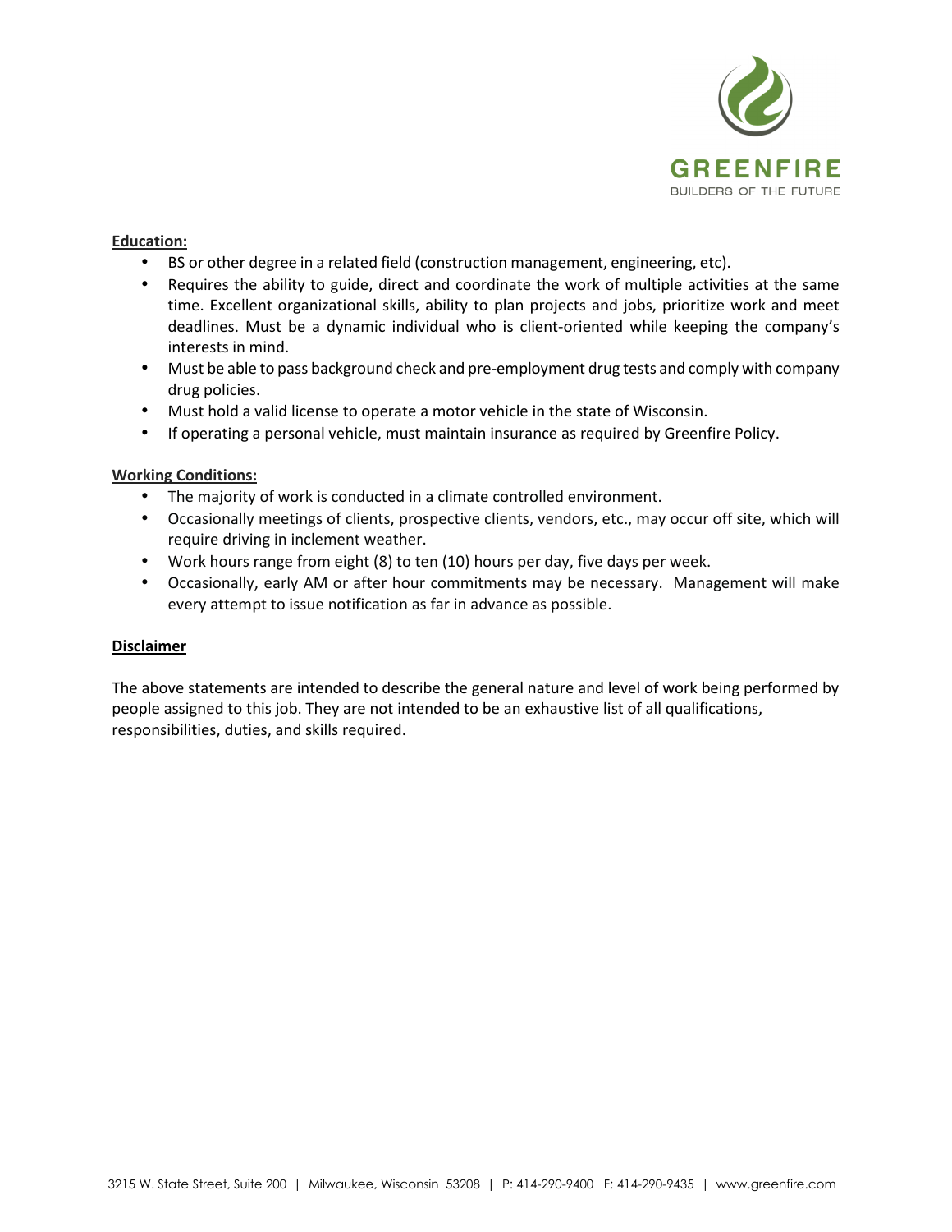**Education:**

- BS or other degree in a related field (construction management, engineering, etc).
- Requires the ability to guide, direct and coordinate the work of multiple activities at the same time. Excellent organizational skills, ability to plan projects and jobs, prioritize work and meet deadlines. Must be a dynamic individual who is client-oriented while keeping the company's interests in mind.
- Must be able to pass background check and pre-employment drug tests and comply with company drug policies.
- Must hold a valid license to operate a motor vehicle in the state of Wisconsin.
- If operating a personal vehicle, must maintain insurance as required by Greenfire Policy.

**Working Conditions:**

- The majority of work is conducted in a climate controlled environment.
- Occasionally meetings of clients, prospective clients, vendors, etc., may occur off site, which will require driving in inclement weather.
- Work hours range from eight (8) to ten (10) hours per day, five days per week.
- Occasionally, early AM or after hour commitments may be necessary. Management will make every attempt to issue notification as far in advance as possible.

**Disclaimer**

The above statements are intended to describe the general nature and level of work being performed by people assigned to this job. They are not intended to be an exhaustive list of all qualifications, responsibilities, duties, and skills required.